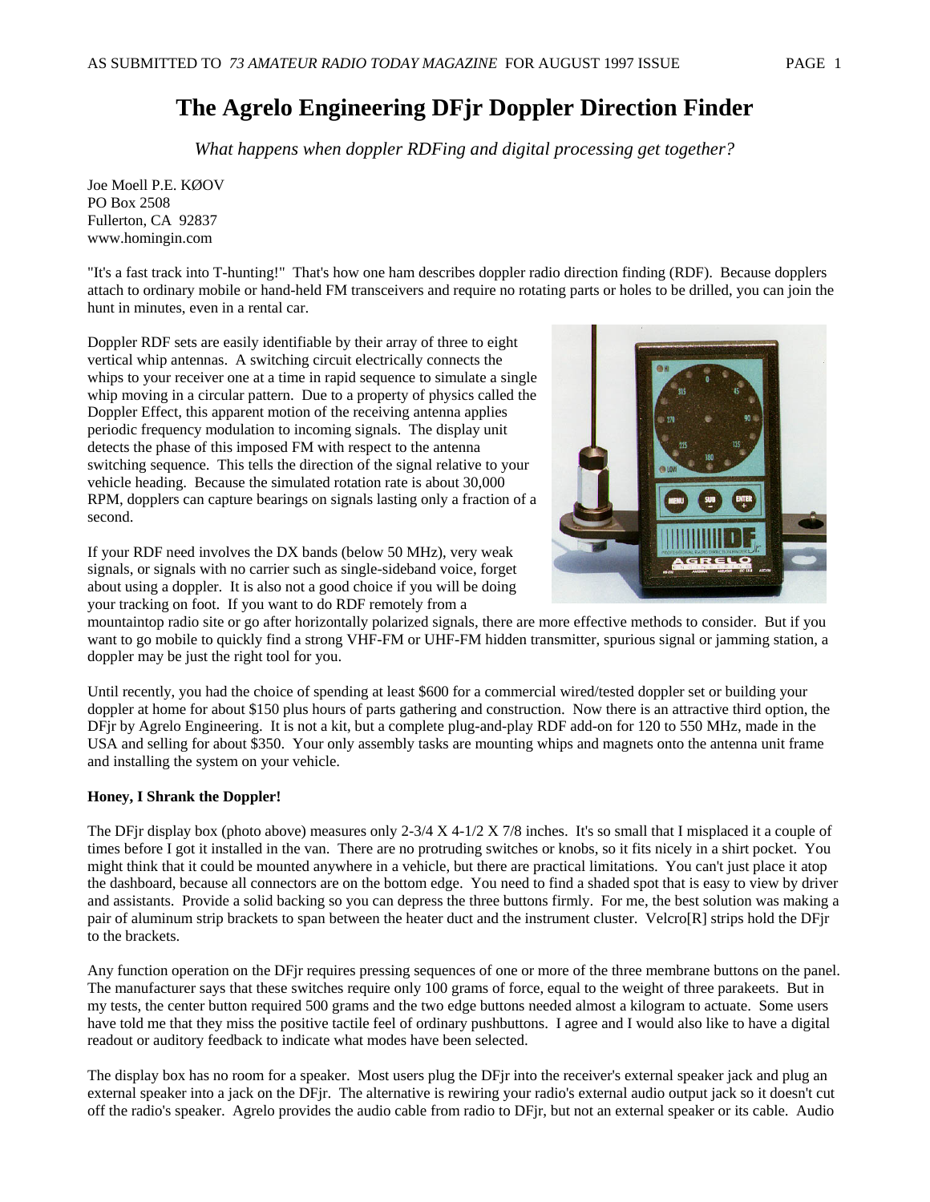# The Agrelo Engineering DFjr Doppler Direction Finder

*What happens when doppler RDFing and digital processing get together?*

Joe Moell P.E. KØOV
PO Box 2508
Fullerton, CA 92837
www.homingin.com

"It's a fast track into T-hunting!" That's how one ham describes doppler radio direction finding (RDF). Because dopplers attach to ordinary mobile or hand-held FM transceivers and require no rotating parts or holes to be drilled, you can join the hunt in minutes, even in a rental car.

Doppler RDF sets are easily identifiable by their array of three to eight vertical whip antennas. A switching circuit electrically connects the whips to your receiver one at a time in rapid sequence to simulate a single whip moving in a circular pattern. Due to a property of physics called the Doppler Effect, this apparent motion of the receiving antenna applies periodic frequency modulation to incoming signals. The display unit detects the phase of this imposed FM with respect to the antenna switching sequence. This tells the direction of the signal relative to your vehicle heading. Because the simulated rotation rate is about 30,000 RPM, dopplers can capture bearings on signals lasting only a fraction of a second.

If your RDF need involves the DX bands (below 50 MHz), very weak signals, or signals with no carrier such as single-sideband voice, forget about using a doppler. It is also not a good choice if you will be doing your tracking on foot. If you want to do RDF remotely from a mountaintop radio site or go after horizontally polarized signals, there are more effective methods to consider. But if you want to go mobile to quickly find a strong VHF-FM or UHF-FM hidden transmitter, spurious signal or jamming station, a doppler may be just the right tool for you.

Until recently, you had the choice of spending at least $600 for a commercial wired/tested doppler set or building your doppler at home for about $150 plus hours of parts gathering and construction. Now there is an attractive third option, the DFjr by Agrelo Engineering. It is not a kit, but a complete plug-and-play RDF add-on for 120 to 550 MHz, made in the USA and selling for about $350. Your only assembly tasks are mounting whips and magnets onto the antenna unit frame and installing the system on your vehicle.

**Honey, I Shrank the Doppler!**

The DFjr display box (photo above) measures only 2-3/4 X 4-1/2 X 7/8 inches. It's so small that I misplaced it a couple of times before I got it installed in the van. There are no protruding switches or knobs, so it fits nicely in a shirt pocket. You might think that it could be mounted anywhere in a vehicle, but there are practical limitations. You can't just place it atop the dashboard, because all connectors are on the bottom edge. You need to find a shaded spot that is easy to view by driver and assistants. Provide a solid backing so you can depress the three buttons firmly. For me, the best solution was making a pair of aluminum strip brackets to span between the heater duct and the instrument cluster. Velcro[R] strips hold the DFjr to the brackets.

Any function operation on the DFjr requires pressing sequences of one or more of the three membrane buttons on the panel. The manufacturer says that these switches require only 100 grams of force, equal to the weight of three parakeets. But in my tests, the center button required 500 grams and the two edge buttons needed almost a kilogram to actuate. Some users have told me that they miss the positive tactile feel of ordinary pushbuttons. I agree and I would also like to have a digital readout or auditory feedback to indicate what modes have been selected.

The display box has no room for a speaker. Most users plug the DFjr into the receiver's external speaker jack and plug an external speaker into a jack on the DFjr. The alternative is rewiring your radio's external audio output jack so it doesn't cut off the radio's speaker. Agrelo provides the audio cable from radio to DFjr, but not an external speaker or its cable. Audio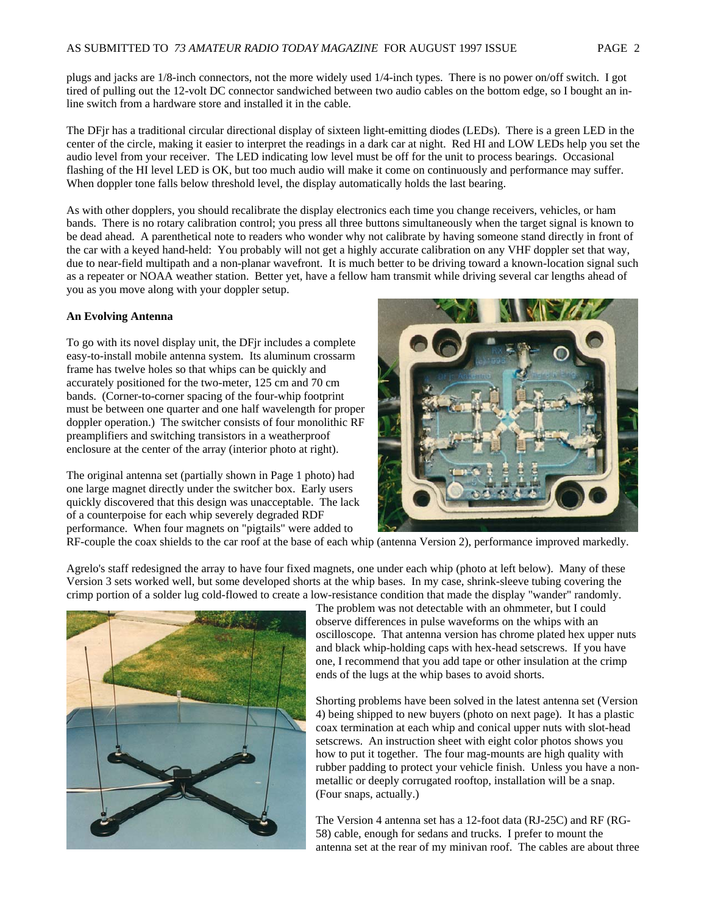plugs and jacks are 1/8-inch connectors, not the more widely used 1/4-inch types. There is no power on/off switch. I got tired of pulling out the 12-volt DC connector sandwiched between two audio cables on the bottom edge, so I bought an in-line switch from a hardware store and installed it in the cable.

The DFjr has a traditional circular directional display of sixteen light-emitting diodes (LEDs). There is a green LED in the center of the circle, making it easier to interpret the readings in a dark car at night. Red HI and LOW LEDs help you set the audio level from your receiver. The LED indicating low level must be off for the unit to process bearings. Occasional flashing of the HI level LED is OK, but too much audio will make it come on continuously and performance may suffer. When doppler tone falls below threshold level, the display automatically holds the last bearing.

As with other dopplers, you should recalibrate the display electronics each time you change receivers, vehicles, or ham bands. There is no rotary calibration control; you press all three buttons simultaneously when the target signal is known to be dead ahead. A parenthetical note to readers who wonder why not calibrate by having someone stand directly in front of the car with a keyed hand-held: You probably will not get a highly accurate calibration on any VHF doppler set that way, due to near-field multipath and a non-planar wavefront. It is much better to be driving toward a known-location signal such as a repeater or NOAA weather station. Better yet, have a fellow ham transmit while driving several car lengths ahead of you as you move along with your doppler setup.

**An Evolving Antenna**

To go with its novel display unit, the DFjr includes a complete easy-to-install mobile antenna system. Its aluminum crossarm frame has twelve holes so that whips can be quickly and accurately positioned for the two-meter, 125 cm and 70 cm bands. (Corner-to-corner spacing of the four-whip footprint must be between one quarter and one half wavelength for proper doppler operation.) The switcher consists of four monolithic RF preamplifiers and switching transistors in a weatherproof enclosure at the center of the array (interior photo at right).

The original antenna set (partially shown in Page 1 photo) had one large magnet directly under the switcher box. Early users quickly discovered that this design was unacceptable. The lack of a counterpoise for each whip severely degraded RDF performance. When four magnets on "pigtails" were added to RF-couple the coax shields to the car roof at the base of each whip (antenna Version 2), performance improved markedly.

Agrelo's staff redesigned the array to have four fixed magnets, one under each whip (photo at left below). Many of these Version 3 sets worked well, but some developed shorts at the whip bases. In my case, shrink-sleeve tubing covering the crimp portion of a solder lug cold-flowed to create a low-resistance condition that made the display "wander" randomly. The problem was not detectable with an ohmmeter, but I could observe differences in pulse waveforms on the whips with an oscilloscope. That antenna version has chrome plated hex upper nuts and black whip-holding caps with hex-head setscrews. If you have one, I recommend that you add tape or other insulation at the crimp ends of the lugs at the whip bases to avoid shorts.

Shorting problems have been solved in the latest antenna set (Version 4) being shipped to new buyers (photo on next page). It has a plastic coax termination at each whip and conical upper nuts with slot-head setscrews. An instruction sheet with eight color photos shows you how to put it together. The four mag-mounts are high quality with rubber padding to protect your vehicle finish. Unless you have a non-metallic or deeply corrugated rooftop, installation will be a snap. (Four snaps, actually.)

The Version 4 antenna set has a 12-foot data (RJ-25C) and RF (RG-58) cable, enough for sedans and trucks. I prefer to mount the antenna set at the rear of my minivan roof. The cables are about three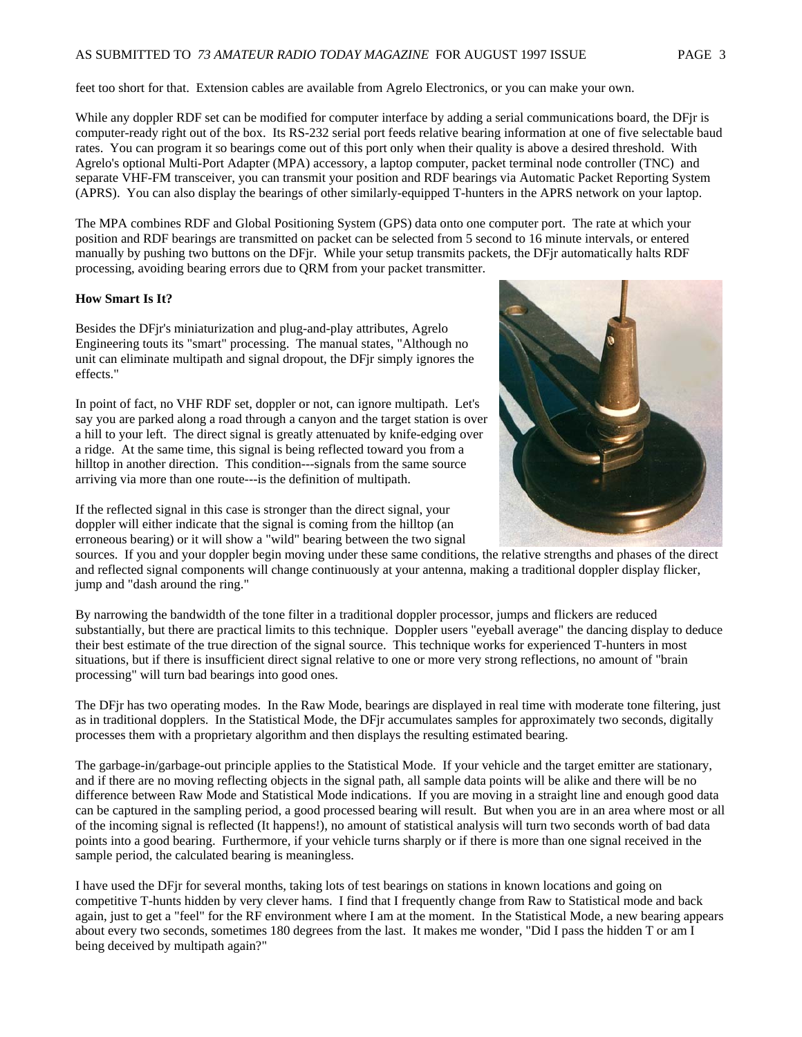feet too short for that. Extension cables are available from Agrelo Electronics, or you can make your own.

While any doppler RDF set can be modified for computer interface by adding a serial communications board, the DFjr is computer-ready right out of the box. Its RS-232 serial port feeds relative bearing information at one of five selectable baud rates. You can program it so bearings come out of this port only when their quality is above a desired threshold. With Agrelo's optional Multi-Port Adapter (MPA) accessory, a laptop computer, packet terminal node controller (TNC) and separate VHF-FM transceiver, you can transmit your position and RDF bearings via Automatic Packet Reporting System (APRS). You can also display the bearings of other similarly-equipped T-hunters in the APRS network on your laptop.

The MPA combines RDF and Global Positioning System (GPS) data onto one computer port. The rate at which your position and RDF bearings are transmitted on packet can be selected from 5 second to 16 minute intervals, or entered manually by pushing two buttons on the DFjr. While your setup transmits packets, the DFjr automatically halts RDF processing, avoiding bearing errors due to QRM from your packet transmitter.

**How Smart Is It?**

Besides the DFjr's miniaturization and plug-and-play attributes, Agrelo Engineering touts its "smart" processing. The manual states, "Although no unit can eliminate multipath and signal dropout, the DFjr simply ignores the effects."

In point of fact, no VHF RDF set, doppler or not, can ignore multipath. Let's say you are parked along a road through a canyon and the target station is over a hill to your left. The direct signal is greatly attenuated by knife-edging over a ridge. At the same time, this signal is being reflected toward you from a hilltop in another direction. This condition---signals from the same source arriving via more than one route---is the definition of multipath.

If the reflected signal in this case is stronger than the direct signal, your doppler will either indicate that the signal is coming from the hilltop (an erroneous bearing) or it will show a "wild" bearing between the two signal sources. If you and your doppler begin moving under these same conditions, the relative strengths and phases of the direct and reflected signal components will change continuously at your antenna, making a traditional doppler display flicker, jump and "dash around the ring."

By narrowing the bandwidth of the tone filter in a traditional doppler processor, jumps and flickers are reduced substantially, but there are practical limits to this technique. Doppler users "eyeball average" the dancing display to deduce their best estimate of the true direction of the signal source. This technique works for experienced T-hunters in most situations, but if there is insufficient direct signal relative to one or more very strong reflections, no amount of "brain processing" will turn bad bearings into good ones.

The DFjr has two operating modes. In the Raw Mode, bearings are displayed in real time with moderate tone filtering, just as in traditional dopplers. In the Statistical Mode, the DFjr accumulates samples for approximately two seconds, digitally processes them with a proprietary algorithm and then displays the resulting estimated bearing.

The garbage-in/garbage-out principle applies to the Statistical Mode. If your vehicle and the target emitter are stationary, and if there are no moving reflecting objects in the signal path, all sample data points will be alike and there will be no difference between Raw Mode and Statistical Mode indications. If you are moving in a straight line and enough good data can be captured in the sampling period, a good processed bearing will result. But when you are in an area where most or all of the incoming signal is reflected (It happens!), no amount of statistical analysis will turn two seconds worth of bad data points into a good bearing. Furthermore, if your vehicle turns sharply or if there is more than one signal received in the sample period, the calculated bearing is meaningless.

I have used the DFjr for several months, taking lots of test bearings on stations in known locations and going on competitive T-hunts hidden by very clever hams. I find that I frequently change from Raw to Statistical mode and back again, just to get a "feel" for the RF environment where I am at the moment. In the Statistical Mode, a new bearing appears about every two seconds, sometimes 180 degrees from the last. It makes me wonder, "Did I pass the hidden T or am I being deceived by multipath again?"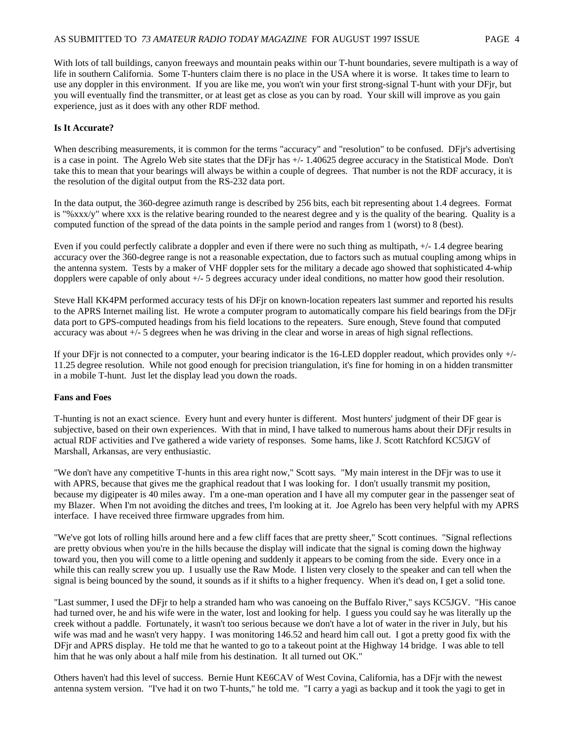With lots of tall buildings, canyon freeways and mountain peaks within our T-hunt boundaries, severe multipath is a way of life in southern California. Some T-hunters claim there is no place in the USA where it is worse. It takes time to learn to use any doppler in this environment. If you are like me, you won't win your first strong-signal T-hunt with your DFjr, but you will eventually find the transmitter, or at least get as close as you can by road. Your skill will improve as you gain experience, just as it does with any other RDF method.

**Is It Accurate?**

When describing measurements, it is common for the terms "accuracy" and "resolution" to be confused. DFjr's advertising is a case in point. The Agrelo Web site states that the DFjr has +/- 1.40625 degree accuracy in the Statistical Mode. Don't take this to mean that your bearings will always be within a couple of degrees. That number is not the RDF accuracy, it is the resolution of the digital output from the RS-232 data port.

In the data output, the 360-degree azimuth range is described by 256 bits, each bit representing about 1.4 degrees. Format is "%xxx/y" where xxx is the relative bearing rounded to the nearest degree and y is the quality of the bearing. Quality is a computed function of the spread of the data points in the sample period and ranges from 1 (worst) to 8 (best).

Even if you could perfectly calibrate a doppler and even if there were no such thing as multipath, +/- 1.4 degree bearing accuracy over the 360-degree range is not a reasonable expectation, due to factors such as mutual coupling among whips in the antenna system. Tests by a maker of VHF doppler sets for the military a decade ago showed that sophisticated 4-whip dopplers were capable of only about +/- 5 degrees accuracy under ideal conditions, no matter how good their resolution.

Steve Hall KK4PM performed accuracy tests of his DFjr on known-location repeaters last summer and reported his results to the APRS Internet mailing list. He wrote a computer program to automatically compare his field bearings from the DFjr data port to GPS-computed headings from his field locations to the repeaters. Sure enough, Steve found that computed accuracy was about +/- 5 degrees when he was driving in the clear and worse in areas of high signal reflections.

If your DFjr is not connected to a computer, your bearing indicator is the 16-LED doppler readout, which provides only +/- 11.25 degree resolution. While not good enough for precision triangulation, it's fine for homing in on a hidden transmitter in a mobile T-hunt. Just let the display lead you down the roads.

**Fans and Foes**

T-hunting is not an exact science. Every hunt and every hunter is different. Most hunters' judgment of their DF gear is subjective, based on their own experiences. With that in mind, I have talked to numerous hams about their DFjr results in actual RDF activities and I've gathered a wide variety of responses. Some hams, like J. Scott Ratchford KC5JGV of Marshall, Arkansas, are very enthusiastic.

"We don't have any competitive T-hunts in this area right now," Scott says. "My main interest in the DFjr was to use it with APRS, because that gives me the graphical readout that I was looking for. I don't usually transmit my position, because my digipeater is 40 miles away. I'm a one-man operation and I have all my computer gear in the passenger seat of my Blazer. When I'm not avoiding the ditches and trees, I'm looking at it. Joe Agrelo has been very helpful with my APRS interface. I have received three firmware upgrades from him.

"We've got lots of rolling hills around here and a few cliff faces that are pretty sheer," Scott continues. "Signal reflections are pretty obvious when you're in the hills because the display will indicate that the signal is coming down the highway toward you, then you will come to a little opening and suddenly it appears to be coming from the side. Every once in a while this can really screw you up. I usually use the Raw Mode. I listen very closely to the speaker and can tell when the signal is being bounced by the sound, it sounds as if it shifts to a higher frequency. When it's dead on, I get a solid tone.

"Last summer, I used the DFjr to help a stranded ham who was canoeing on the Buffalo River," says KC5JGV. "His canoe had turned over, he and his wife were in the water, lost and looking for help. I guess you could say he was literally up the creek without a paddle. Fortunately, it wasn't too serious because we don't have a lot of water in the river in July, but his wife was mad and he wasn't very happy. I was monitoring 146.52 and heard him call out. I got a pretty good fix with the DFjr and APRS display. He told me that he wanted to go to a takeout point at the Highway 14 bridge. I was able to tell him that he was only about a half mile from his destination. It all turned out OK."

Others haven't had this level of success. Bernie Hunt KE6CAV of West Covina, California, has a DFjr with the newest antenna system version. "I've had it on two T-hunts," he told me. "I carry a yagi as backup and it took the yagi to get in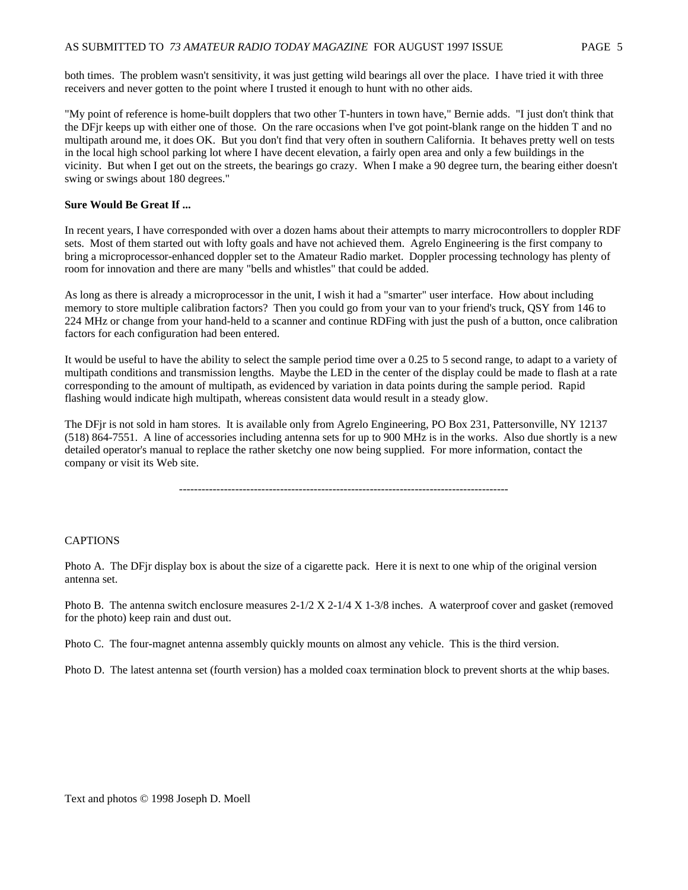both times. The problem wasn't sensitivity, it was just getting wild bearings all over the place. I have tried it with three receivers and never gotten to the point where I trusted it enough to hunt with no other aids.

"My point of reference is home-built dopplers that two other T-hunters in town have," Bernie adds. "I just don't think that the DFjr keeps up with either one of those. On the rare occasions when I've got point-blank range on the hidden T and no multipath around me, it does OK. But you don't find that very often in southern California. It behaves pretty well on tests in the local high school parking lot where I have decent elevation, a fairly open area and only a few buildings in the vicinity. But when I get out on the streets, the bearings go crazy. When I make a 90 degree turn, the bearing either doesn't swing or swings about 180 degrees."

**Sure Would Be Great If ...**

In recent years, I have corresponded with over a dozen hams about their attempts to marry microcontrollers to doppler RDF sets. Most of them started out with lofty goals and have not achieved them. Agrelo Engineering is the first company to bring a microprocessor-enhanced doppler set to the Amateur Radio market. Doppler processing technology has plenty of room for innovation and there are many "bells and whistles" that could be added.

As long as there is already a microprocessor in the unit, I wish it had a "smarter" user interface. How about including memory to store multiple calibration factors? Then you could go from your van to your friend's truck, QSY from 146 to 224 MHz or change from your hand-held to a scanner and continue RDFing with just the push of a button, once calibration factors for each configuration had been entered.

It would be useful to have the ability to select the sample period time over a 0.25 to 5 second range, to adapt to a variety of multipath conditions and transmission lengths. Maybe the LED in the center of the display could be made to flash at a rate corresponding to the amount of multipath, as evidenced by variation in data points during the sample period. Rapid flashing would indicate high multipath, whereas consistent data would result in a steady glow.

The DFjr is not sold in ham stores. It is available only from Agrelo Engineering, PO Box 231, Pattersonville, NY 12137 (518) 864-7551. A line of accessories including antenna sets for up to 900 MHz is in the works. Also due shortly is a new detailed operator's manual to replace the rather sketchy one now being supplied. For more information, contact the company or visit its Web site.

-----------------------------------------------------------------------------------------

CAPTIONS

Photo A. The DFjr display box is about the size of a cigarette pack. Here it is next to one whip of the original version antenna set.

Photo B. The antenna switch enclosure measures 2-1/2 X 2-1/4 X 1-3/8 inches. A waterproof cover and gasket (removed for the photo) keep rain and dust out.

Photo C. The four-magnet antenna assembly quickly mounts on almost any vehicle. This is the third version.

Photo D. The latest antenna set (fourth version) has a molded coax termination block to prevent shorts at the whip bases.

Text and photos © 1998 Joseph D. Moell